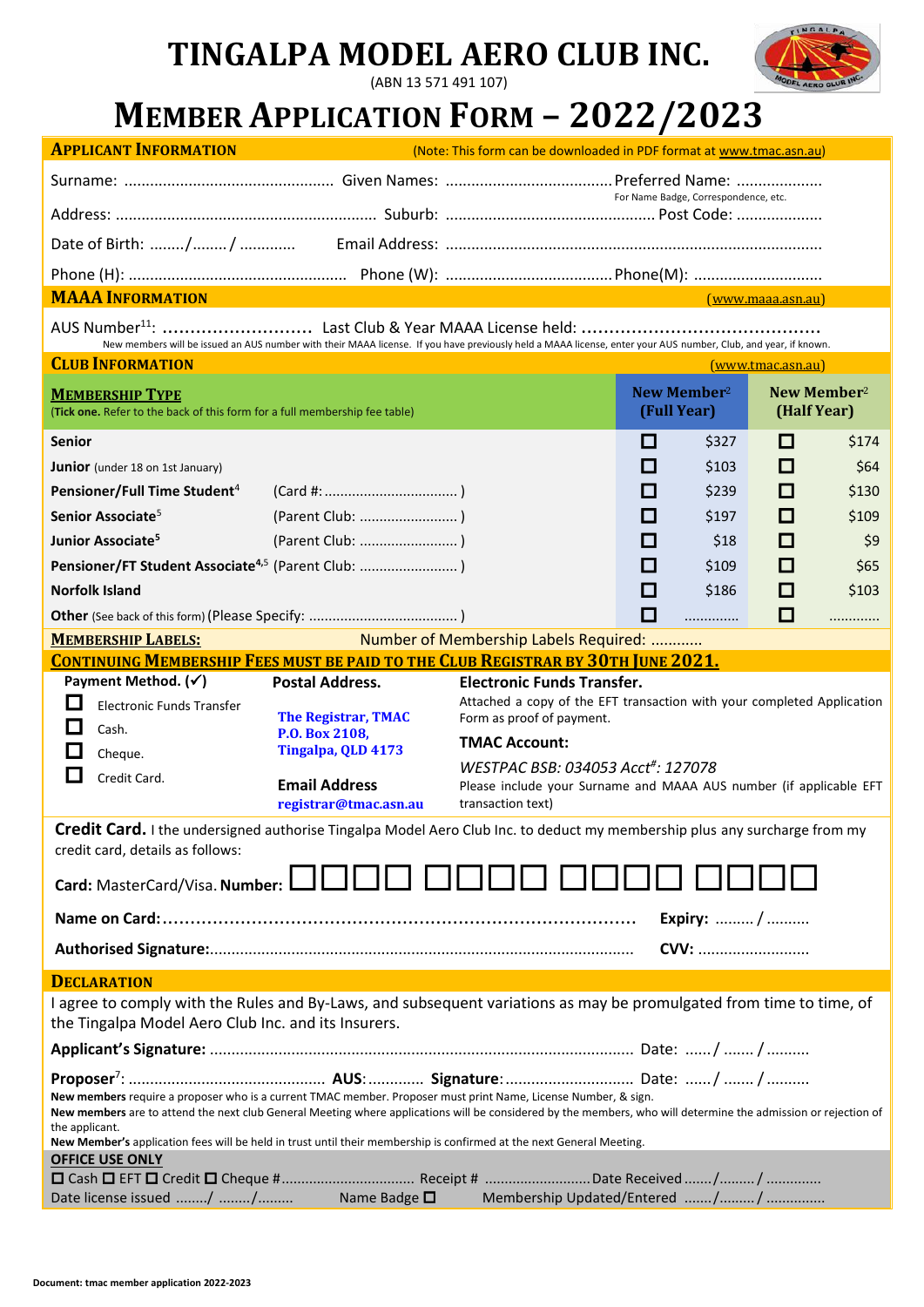# TINGALPA MODEL AERO CLUB INC.

(ABN 13 571 491 107)

# MEMBER APPLICATION FORM – 2022/2023

## APPLICANT INFORMATION

(Note: This form can be downloaded in PDF format at www.tmac.asn.au)

Surname: ................................................ Given Names: ...................................... Preferred Name: ....................
For Name Badge, Correspondence, etc.

Address: ............................................................. Suburb: ................................................ Post Code: ....................

Date of Birth: ......../......../ ............ Email Address: .......................................................................................

Phone (H): .................................................. Phone (W): ...................................... Phone(M): .............................

## MAAA INFORMATION

(www.maaa.asn.au)

AUS Number[11]: ........................... Last Club & Year MAAA License held: ...........................................

New members will be issued an AUS number with their MAAA license. If you have previously held a MAAA license, enter your AUS number, Club, and year, if known.

## CLUB INFORMATION

(www.tmac.asn.au)

| **MEMBERSHIP TYPE** (Tick one. Refer to the back of this form for a full membership fee table) | | New Member[2] (Full Year) | | New Member[2] (Half Year) | |
|---|---|---|---|---|---|
| **Senior** | | ☐ | $327 | ☐ | $174 |
| **Junior** (under 18 on 1st January) | | ☐ | $103 | ☐ | $64 |
| **Pensioner/Full Time Student**[4] | (Card #: ................................. ) | ☐ | $239 | ☐ | $130 |
| **Senior Associate**[5] | (Parent Club: ......................... ) | ☐ | $197 | ☐ | $109 |
| **Junior Associate**[5] | (Parent Club: ......................... ) | ☐ | $18 | ☐ | $9 |
| **Pensioner/FT Student Associate**[4,5] | (Parent Club: ......................... ) | ☐ | $109 | ☐ | $65 |
| **Norfolk Island** | | ☐ | $186 | ☐ | $103 |
| **Other** (See back of this form) | (Please Specify: ..................................... ) | ☐ | .............. | ☐ | ............ |

**MEMBERSHIP LABELS:** Number of Membership Labels Required: ............

**CONTINUING MEMBERSHIP FEES MUST BE PAID TO THE CLUB REGISTRAR BY 30TH JUNE 2021.**

**Payment Method. (✓)**

- ☐ Electronic Funds Transfer
- ☐ Cash.
- ☐ Cheque.
- ☐ Credit Card.

**Postal Address.**

**The Registrar, TMAC**
**P.O. Box 2108,**
**Tingalpa, QLD 4173**

**Email Address**
**registrar@tmac.asn.au**

**Electronic Funds Transfer.**

Attached a copy of the EFT transaction with your completed Application Form as proof of payment.

**TMAC Account:**

*WESTPAC BSB: 034053 Acct#: 127078*

Please include your Surname and MAAA AUS number (if applicable EFT transaction text)

**Credit Card.** I the undersigned authorise Tingalpa Model Aero Club Inc. to deduct my membership plus any surcharge from my credit card, details as follows:

**Card:** MasterCard/Visa. **Number:** ☐☐☐☐ ☐☐☐☐ ☐☐☐☐ ☐☐☐☐

**Name on Card:**.................................................................................... **Expiry:** ......... / ..........

**Authorised Signature:**................................................................................................ **CVV:** ..........................

## DECLARATION

I agree to comply with the Rules and By-Laws, and subsequent variations as may be promulgated from time to time, of the Tingalpa Model Aero Club Inc. and its Insurers.

**Applicant's Signature:** .................................................................................................. Date: ....../ ......./ ..........

**Proposer**[7]: ............................................. **AUS**:............ **Signature**:.............................. Date: ....../ ......./ ..........

**New members** require a proposer who is a current TMAC member. Proposer must print Name, License Number, & sign.
**New members** are to attend the next club General Meeting where applications will be considered by the members, who will determine the admission or rejection of the applicant.
**New Member's** application fees will be held in trust until their membership is confirmed at the next General Meeting.

**OFFICE USE ONLY**

☐ Cash ☐ EFT ☐ Credit ☐ Cheque #................................. Receipt # ........................... Date Received ......./........./ .............

Date license issued ......../ ......../......... Name Badge ☐ Membership Updated/Entered ......./........./ ..............

Document: tmac member application 2022-2023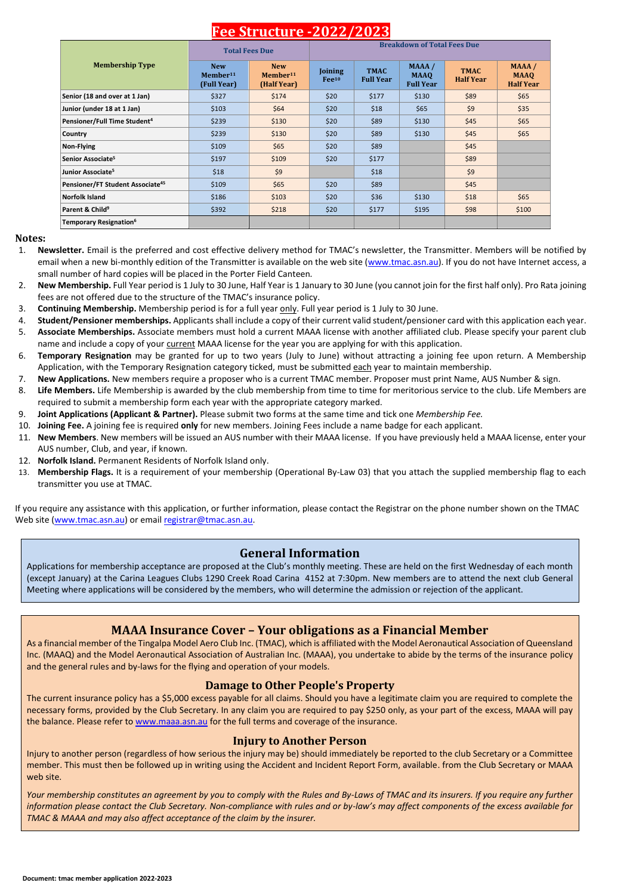# Fee Structure -2022/2023

| Membership Type | Total Fees Due | | Breakdown of Total Fees Due | | | | |
|---|---|---|---|---|---|---|---|
| | New Member[11] (Full Year) | New Member[11] (Half Year) | Joining Fee[10] | TMAC Full Year | MAAA / MAAQ Full Year | TMAC Half Year | MAAA / MAAQ Half Year |
| Senior (18 and over at 1 Jan) | $327 | $174 | $20 | $177 | $130 | $89 | $65 |
| Junior (under 18 at 1 Jan) | $103 | $64 | $20 | $18 | $65 | $9 | $35 |
| Pensioner/Full Time Student[4] | $239 | $130 | $20 | $89 | $130 | $45 | $65 |
| Country | $239 | $130 | $20 | $89 | $130 | $45 | $65 |
| Non-Flying | $109 | $65 | $20 | $89 | | $45 | |
| Senior Associate[5] | $197 | $109 | $20 | $177 | | $89 | |
| Junior Associate[5] | $18 | $9 | | $18 | | $9 | |
| Pensioner/FT Student Associate[45] | $109 | $65 | $20 | $89 | | $45 | |
| Norfolk Island | $186 | $103 | $20 | $36 | $130 | $18 | $65 |
| Parent & Child[9] | $392 | $218 | $20 | $177 | $195 | $98 | $100 |
| Temporary Resignation[6] | | | | | | | |

## Notes:

1. **Newsletter.** Email is the preferred and cost effective delivery method for TMAC's newsletter, the Transmitter. Members will be notified by email when a new bi-monthly edition of the Transmitter is available on the web site (www.tmac.asn.au). If you do not have Internet access, a small number of hard copies will be placed in the Porter Field Canteen.
2. **New Membership.** Full Year period is 1 July to 30 June, Half Year is 1 January to 30 June (you cannot join for the first half only). Pro Rata joining fees are not offered due to the structure of the TMAC's insurance policy.
3. **Continuing Membership.** Membership period is for a full year only. Full year period is 1 July to 30 June.
4. **Student/Pensioner memberships.** Applicants shall include a copy of their current valid student/pensioner card with this application each year.
5. **Associate Memberships.** Associate members must hold a current MAAA license with another affiliated club. Please specify your parent club name and include a copy of your current MAAA license for the year you are applying for with this application.
6. **Temporary Resignation** may be granted for up to two years (July to June) without attracting a joining fee upon return. A Membership Application, with the Temporary Resignation category ticked, must be submitted each year to maintain membership.
7. **New Applications.** New members require a proposer who is a current TMAC member. Proposer must print Name, AUS Number & sign.
8. **Life Members.** Life Membership is awarded by the club membership from time to time for meritorious service to the club. Life Members are required to submit a membership form each year with the appropriate category marked.
9. **Joint Applications (Applicant & Partner).** Please submit two forms at the same time and tick one *Membership Fee.*
10. **Joining Fee.** A joining fee is required **only** for new members. Joining Fees include a name badge for each applicant.
11. **New Members**. New members will be issued an AUS number with their MAAA license. If you have previously held a MAAA license, enter your AUS number, Club, and year, if known.
12. **Norfolk Island.** Permanent Residents of Norfolk Island only.
13. **Membership Flags.** It is a requirement of your membership (Operational By-Law 03) that you attach the supplied membership flag to each transmitter you use at TMAC.

If you require any assistance with this application, or further information, please contact the Registrar on the phone number shown on the TMAC Web site (www.tmac.asn.au) or email registrar@tmac.asn.au.

## General Information

Applications for membership acceptance are proposed at the Club's monthly meeting. These are held on the first Wednesday of each month (except January) at the Carina Leagues Clubs 1290 Creek Road Carina 4152 at 7:30pm. New members are to attend the next club General Meeting where applications will be considered by the members, who will determine the admission or rejection of the applicant.

## MAAA Insurance Cover – Your obligations as a Financial Member

As a financial member of the Tingalpa Model Aero Club Inc. (TMAC), which is affiliated with the Model Aeronautical Association of Queensland Inc. (MAAQ) and the Model Aeronautical Association of Australian Inc. (MAAA), you undertake to abide by the terms of the insurance policy and the general rules and by-laws for the flying and operation of your models.

### Damage to Other People's Property

The current insurance policy has a $5,000 excess payable for all claims. Should you have a legitimate claim you are required to complete the necessary forms, provided by the Club Secretary. In any claim you are required to pay $250 only, as your part of the excess, MAAA will pay the balance. Please refer to www.maaa.asn.au for the full terms and coverage of the insurance.

### Injury to Another Person

Injury to another person (regardless of how serious the injury may be) should immediately be reported to the club Secretary or a Committee member. This must then be followed up in writing using the Accident and Incident Report Form, available. from the Club Secretary or MAAA web site.

*Your membership constitutes an agreement by you to comply with the Rules and By-Laws of TMAC and its insurers. If you require any further information please contact the Club Secretary. Non-compliance with rules and or by-law's may affect components of the excess available for TMAC & MAAA and may also affect acceptance of the claim by the insurer.*

**Document: tmac member application 2022-2023**